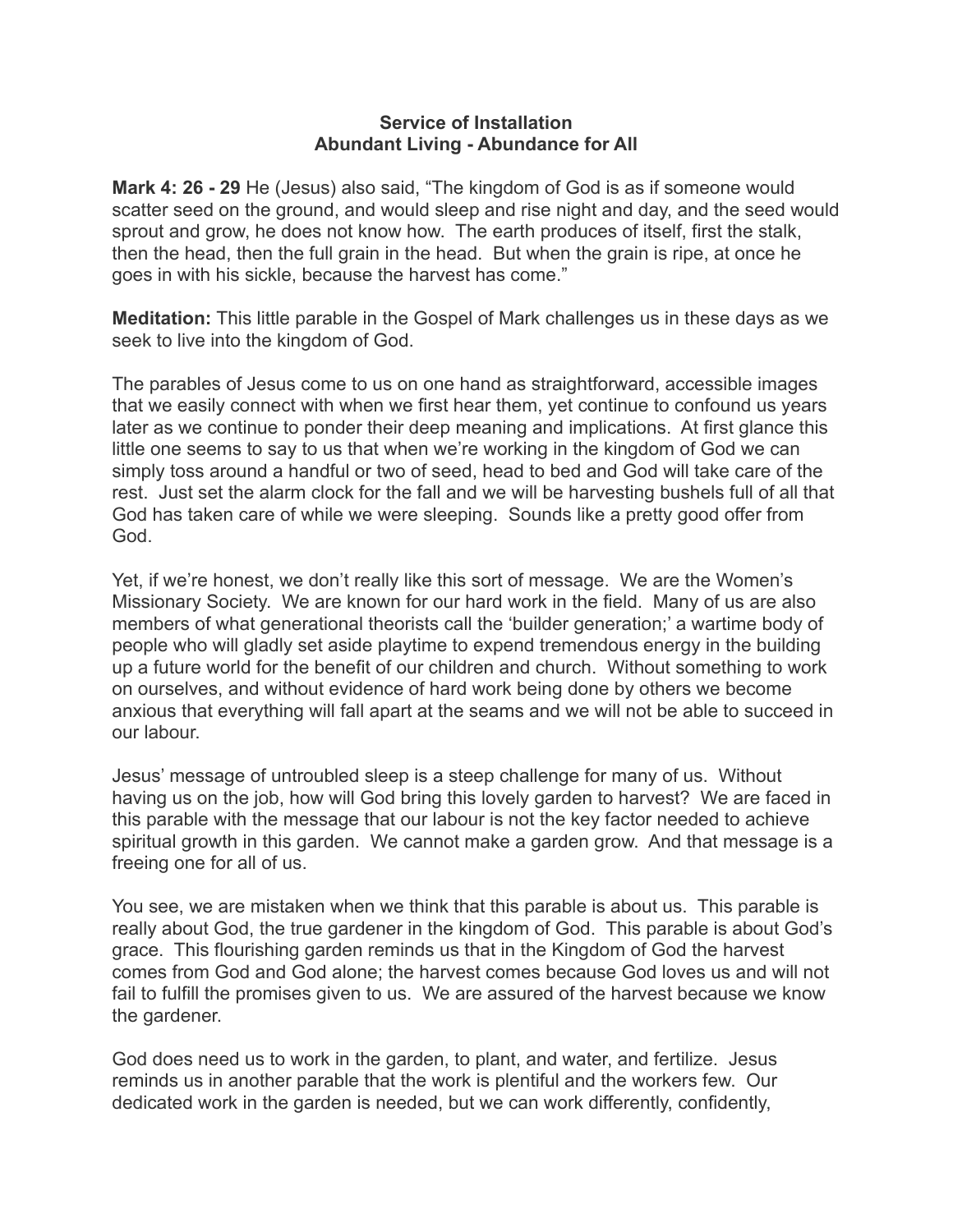**Service of Installation**
**Abundant Living - Abundance for All**

**Mark 4: 26 - 29** He (Jesus) also said, "The kingdom of God is as if someone would scatter seed on the ground, and would sleep and rise night and day, and the seed would sprout and grow, he does not know how. The earth produces of itself, first the stalk, then the head, then the full grain in the head. But when the grain is ripe, at once he goes in with his sickle, because the harvest has come."

**Meditation:** This little parable in the Gospel of Mark challenges us in these days as we seek to live into the kingdom of God.

The parables of Jesus come to us on one hand as straightforward, accessible images that we easily connect with when we first hear them, yet continue to confound us years later as we continue to ponder their deep meaning and implications. At first glance this little one seems to say to us that when we're working in the kingdom of God we can simply toss around a handful or two of seed, head to bed and God will take care of the rest. Just set the alarm clock for the fall and we will be harvesting bushels full of all that God has taken care of while we were sleeping. Sounds like a pretty good offer from God.

Yet, if we're honest, we don't really like this sort of message. We are the Women's Missionary Society. We are known for our hard work in the field. Many of us are also members of what generational theorists call the 'builder generation;' a wartime body of people who will gladly set aside playtime to expend tremendous energy in the building up a future world for the benefit of our children and church. Without something to work on ourselves, and without evidence of hard work being done by others we become anxious that everything will fall apart at the seams and we will not be able to succeed in our labour.

Jesus' message of untroubled sleep is a steep challenge for many of us. Without having us on the job, how will God bring this lovely garden to harvest? We are faced in this parable with the message that our labour is not the key factor needed to achieve spiritual growth in this garden. We cannot make a garden grow. And that message is a freeing one for all of us.

You see, we are mistaken when we think that this parable is about us. This parable is really about God, the true gardener in the kingdom of God. This parable is about God's grace. This flourishing garden reminds us that in the Kingdom of God the harvest comes from God and God alone; the harvest comes because God loves us and will not fail to fulfill the promises given to us. We are assured of the harvest because we know the gardener.

God does need us to work in the garden, to plant, and water, and fertilize. Jesus reminds us in another parable that the work is plentiful and the workers few. Our dedicated work in the garden is needed, but we can work differently, confidently,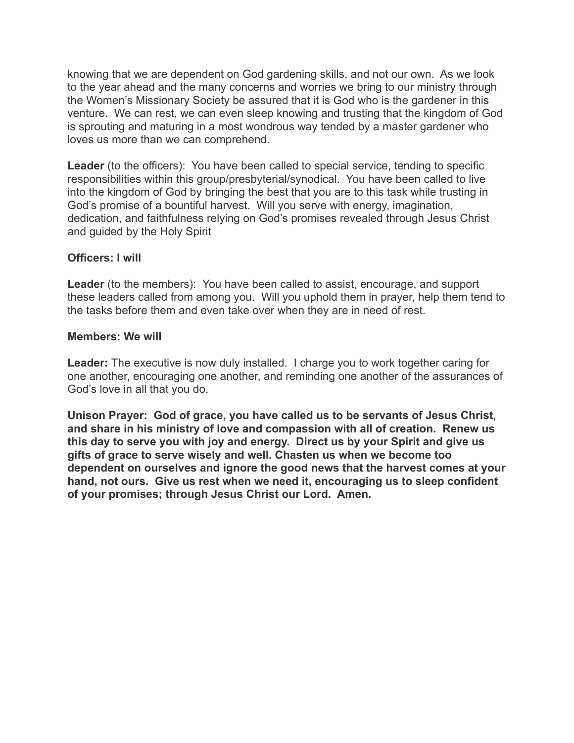knowing that we are dependent on God gardening skills, and not our own. As we look to the year ahead and the many concerns and worries we bring to our ministry through the Women's Missionary Society be assured that it is God who is the gardener in this venture. We can rest, we can even sleep knowing and trusting that the kingdom of God is sprouting and maturing in a most wondrous way tended by a master gardener who loves us more than we can comprehend.

**Leader** (to the officers): You have been called to special service, tending to specific responsibilities within this group/presbyterial/synodical. You have been called to live into the kingdom of God by bringing the best that you are to this task while trusting in God's promise of a bountiful harvest. Will you serve with energy, imagination, dedication, and faithfulness relying on God's promises revealed through Jesus Christ and guided by the Holy Spirit

**Officers: I will**

**Leader** (to the members): You have been called to assist, encourage, and support these leaders called from among you. Will you uphold them in prayer, help them tend to the tasks before them and even take over when they are in need of rest.

**Members: We will**

**Leader:** The executive is now duly installed. I charge you to work together caring for one another, encouraging one another, and reminding one another of the assurances of God's love in all that you do.

**Unison Prayer: God of grace, you have called us to be servants of Jesus Christ, and share in his ministry of love and compassion with all of creation. Renew us this day to serve you with joy and energy. Direct us by your Spirit and give us gifts of grace to serve wisely and well. Chasten us when we become too dependent on ourselves and ignore the good news that the harvest comes at your hand, not ours. Give us rest when we need it, encouraging us to sleep confident of your promises; through Jesus Christ our Lord. Amen.**